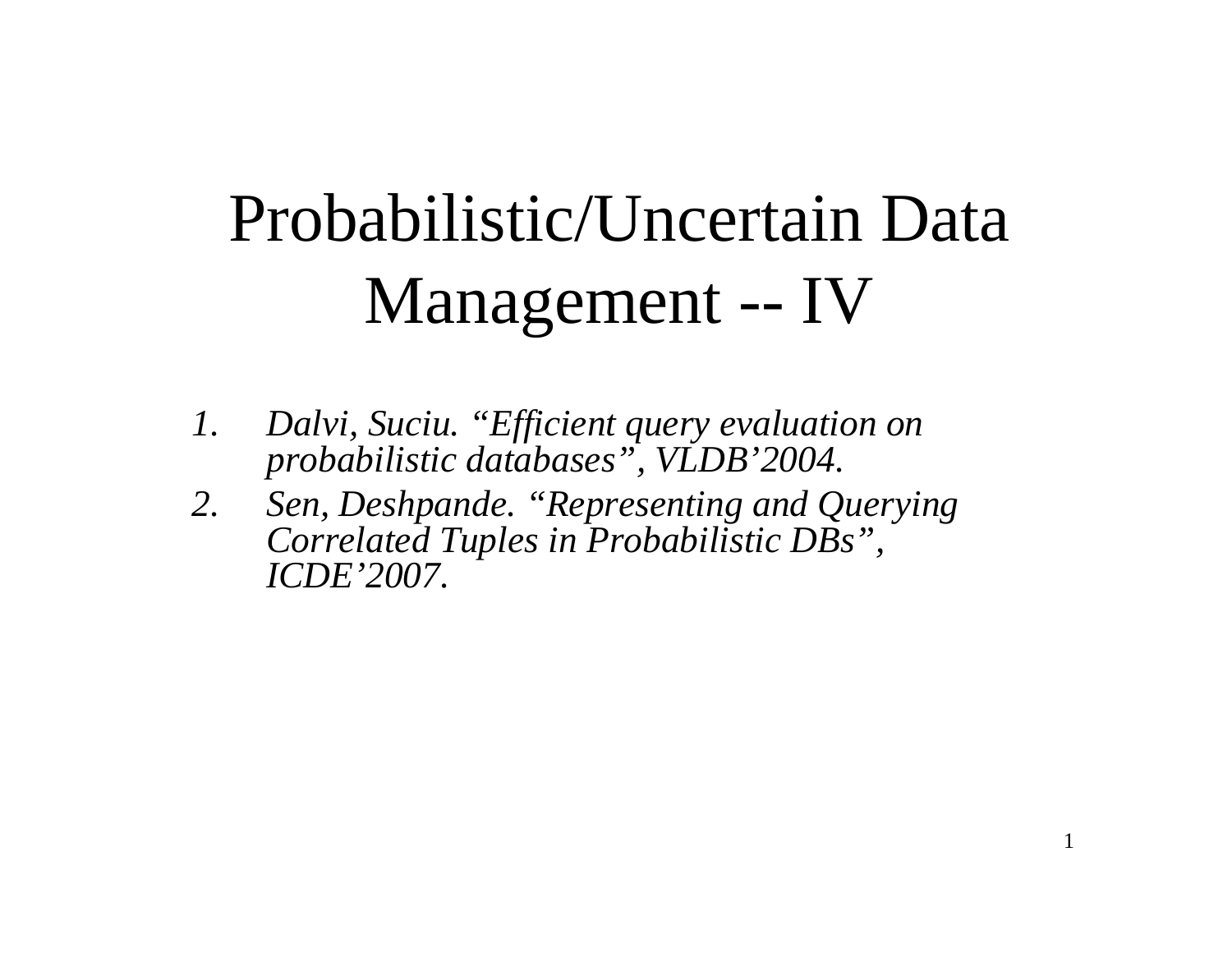# Probabilistic/Uncertain Data Management -- IV

1. *Dalvi, Suciu. "Efficient query evaluation on probabilistic databases", VLDB'2004.*
2. *Sen, Deshpande. "Representing and Querying Correlated Tuples in Probabilistic DBs", ICDE'2007.*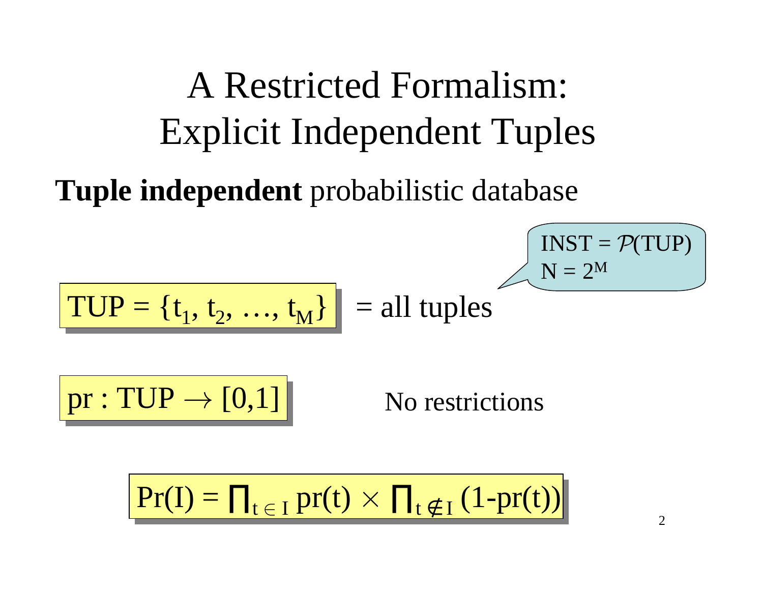# A Restricted Formalism: Explicit Independent Tuples

**Tuple independent** probabilistic database

$INST = \mathcal{P}(TUP)$
$N = 2^M$

$TUP = \{t_1, t_2, \ldots, t_M\}$ = all tuples

$pr : TUP \rightarrow [0,1]$ No restrictions

$$Pr(I) = \prod_{t \in I} pr(t) \times \prod_{t \notin I} (1-pr(t))$$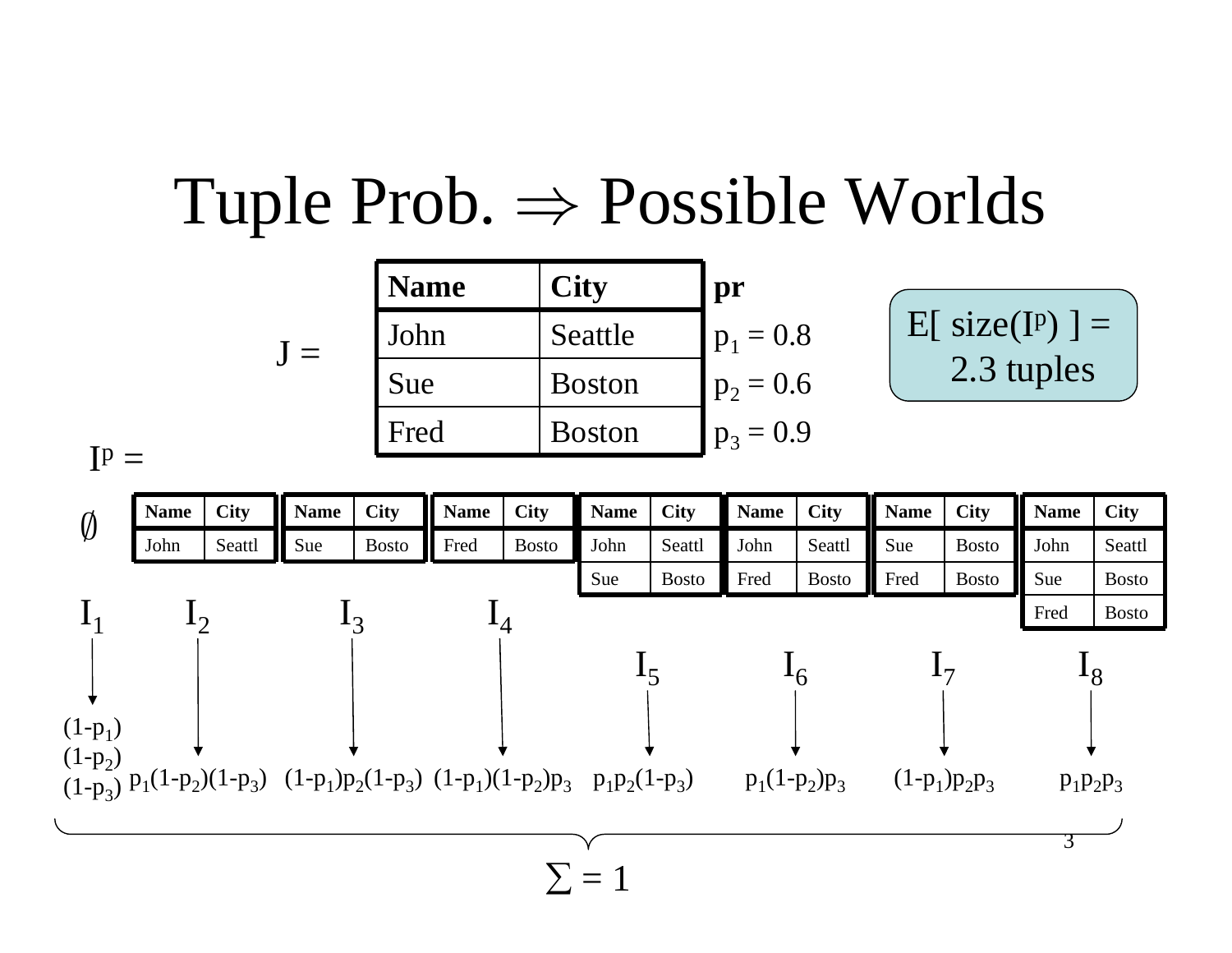# Tuple Prob. $\Rightarrow$ Possible Worlds

J =

| Name | City | pr |
|---|---|---|
| John | Seattle | $p_1 = 0.8$ |
| Sue | Boston | $p_2 = 0.6$ |
| Fred | Boston | $p_3 = 0.9$ |

E[ size($I^p$) ] = 2.3 tuples

$I^p$ =

$I_1$: $\emptyset$ — $(1-p_1)(1-p_2)(1-p_3)$

$I_2$:

| Name | City |
|---|---|
| John | Seattl |

$p_1(1-p_2)(1-p_3)$

$I_3$:

| Name | City |
|---|---|
| Sue | Bosto |

$(1-p_1)p_2(1-p_3)$

$I_4$:

| Name | City |
|---|---|
| Fred | Bosto |

$(1-p_1)(1-p_2)p_3$

$I_5$:

| Name | City |
|---|---|
| John | Seattl |
| Sue | Bosto |

$p_1p_2(1-p_3)$

$I_6$:

| Name | City |
|---|---|
| John | Seattl |
| Fred | Bosto |

$p_1(1-p_2)p_3$

$I_7$:

| Name | City |
|---|---|
| Sue | Bosto |
| Fred | Bosto |

$(1-p_1)p_2p_3$

$I_8$:

| Name | City |
|---|---|
| John | Seattl |
| Sue | Bosto |
| Fred | Bosto |

$p_1p_2p_3$

$\sum = 1$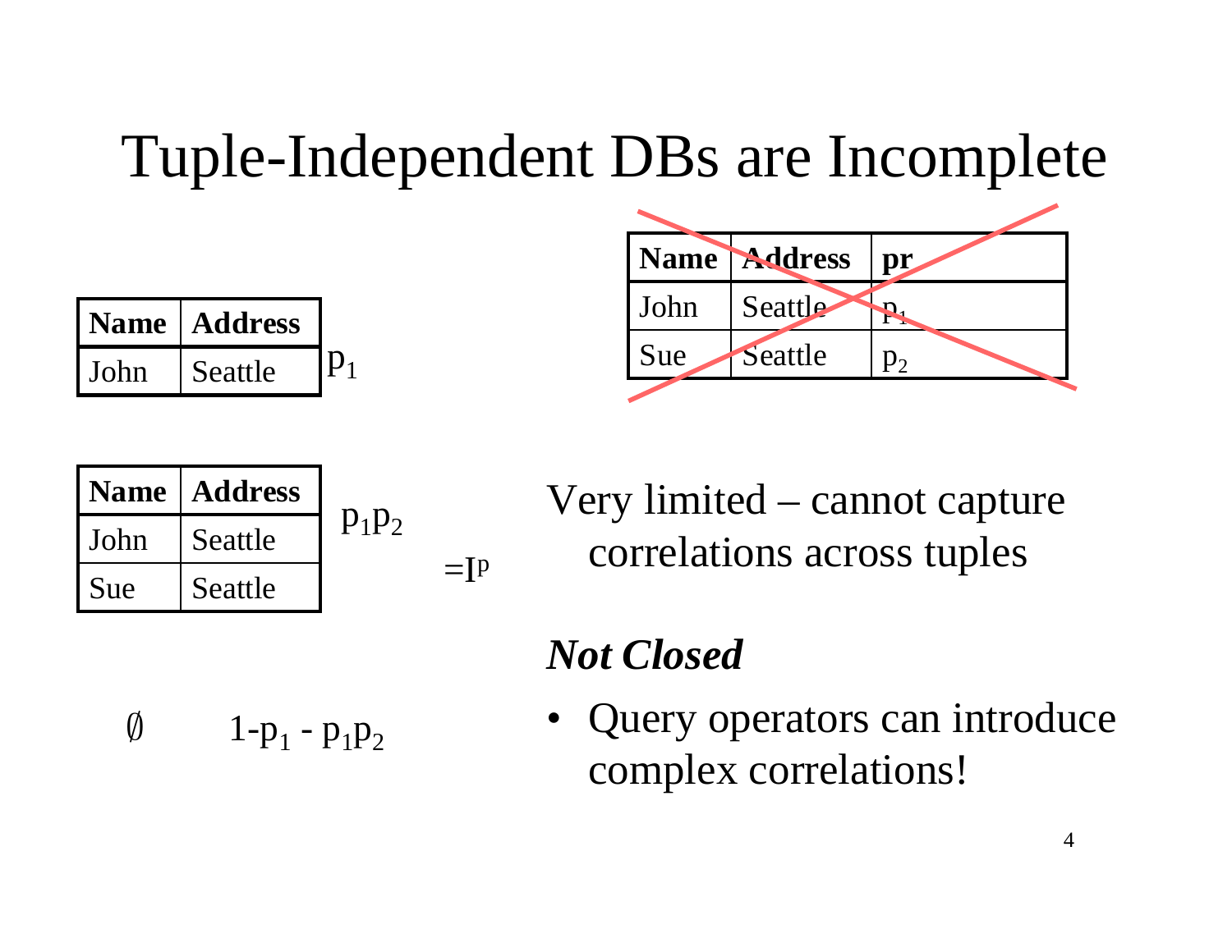# Tuple-Independent DBs are Incomplete

| Name | Address | pr |
|---|---|---|
| John | Seattle | $p_1$ |
| Sue | Seattle | $p_2$ |

| Name | Address |
|---|---|
| John | Seattle |

$p_1$

| Name | Address |
|---|---|
| John | Seattle |
| Sue | Seattle |

$p_1 p_2$

$= I^p$

$\emptyset$ $1 - p_1 - p_1 p_2$

Very limited – cannot capture correlations across tuples

***Not Closed***

- Query operators can introduce complex correlations!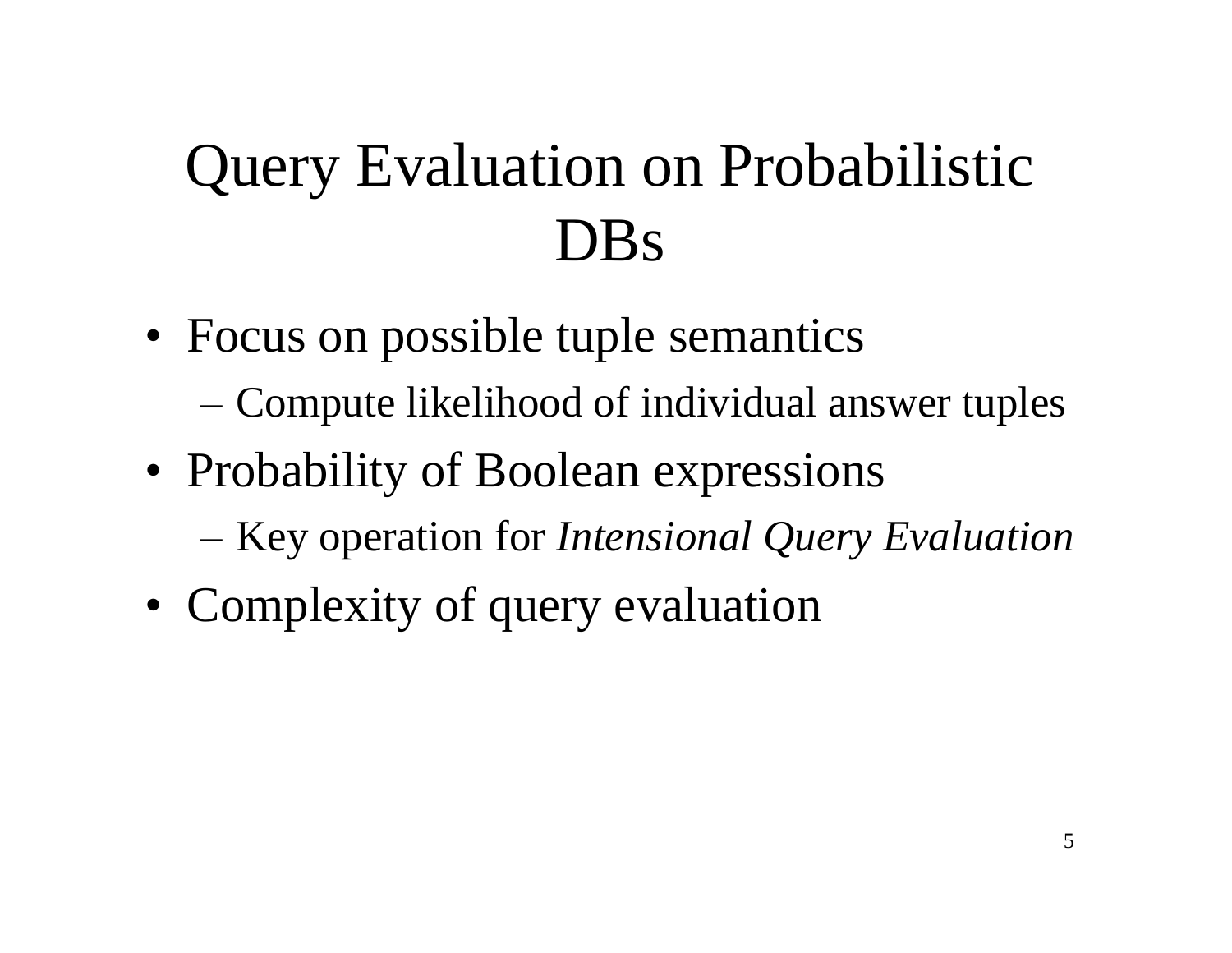# Query Evaluation on Probabilistic DBs

- Focus on possible tuple semantics
  - Compute likelihood of individual answer tuples
- Probability of Boolean expressions
  - Key operation for *Intensional Query Evaluation*
- Complexity of query evaluation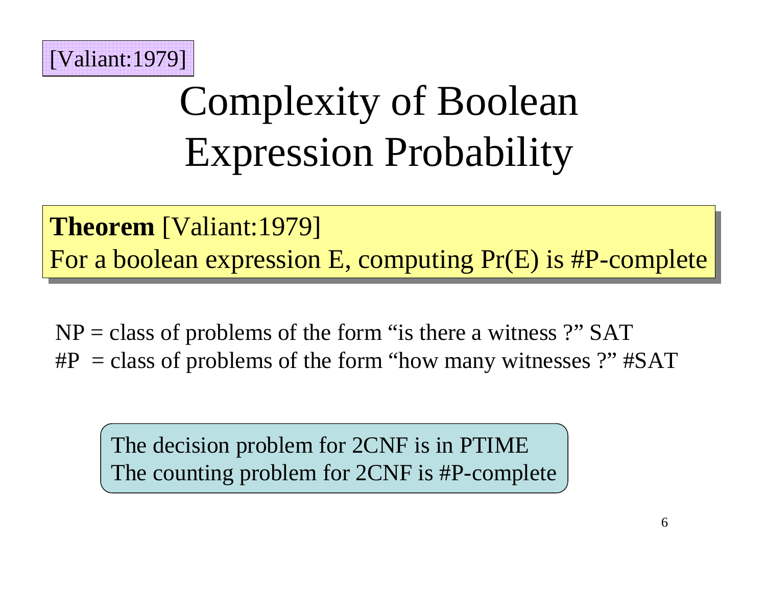[Valiant:1979]

# Complexity of Boolean Expression Probability

**Theorem** [Valiant:1979]
For a boolean expression E, computing Pr(E) is #P-complete

NP = class of problems of the form "is there a witness ?" SAT
#P = class of problems of the form "how many witnesses ?" #SAT

The decision problem for 2CNF is in PTIME
The counting problem for 2CNF is #P-complete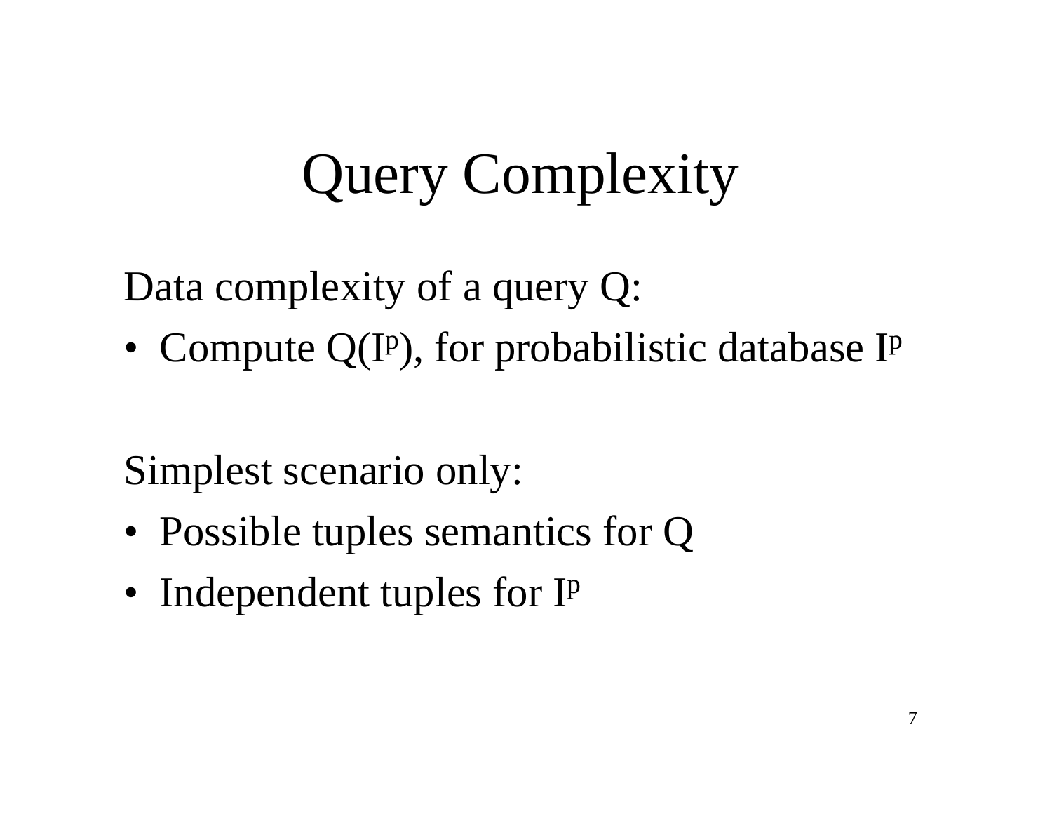# Query Complexity

Data complexity of a query Q:

- Compute $Q(I^p)$, for probabilistic database $I^p$

Simplest scenario only:

- Possible tuples semantics for Q
- Independent tuples for $I^p$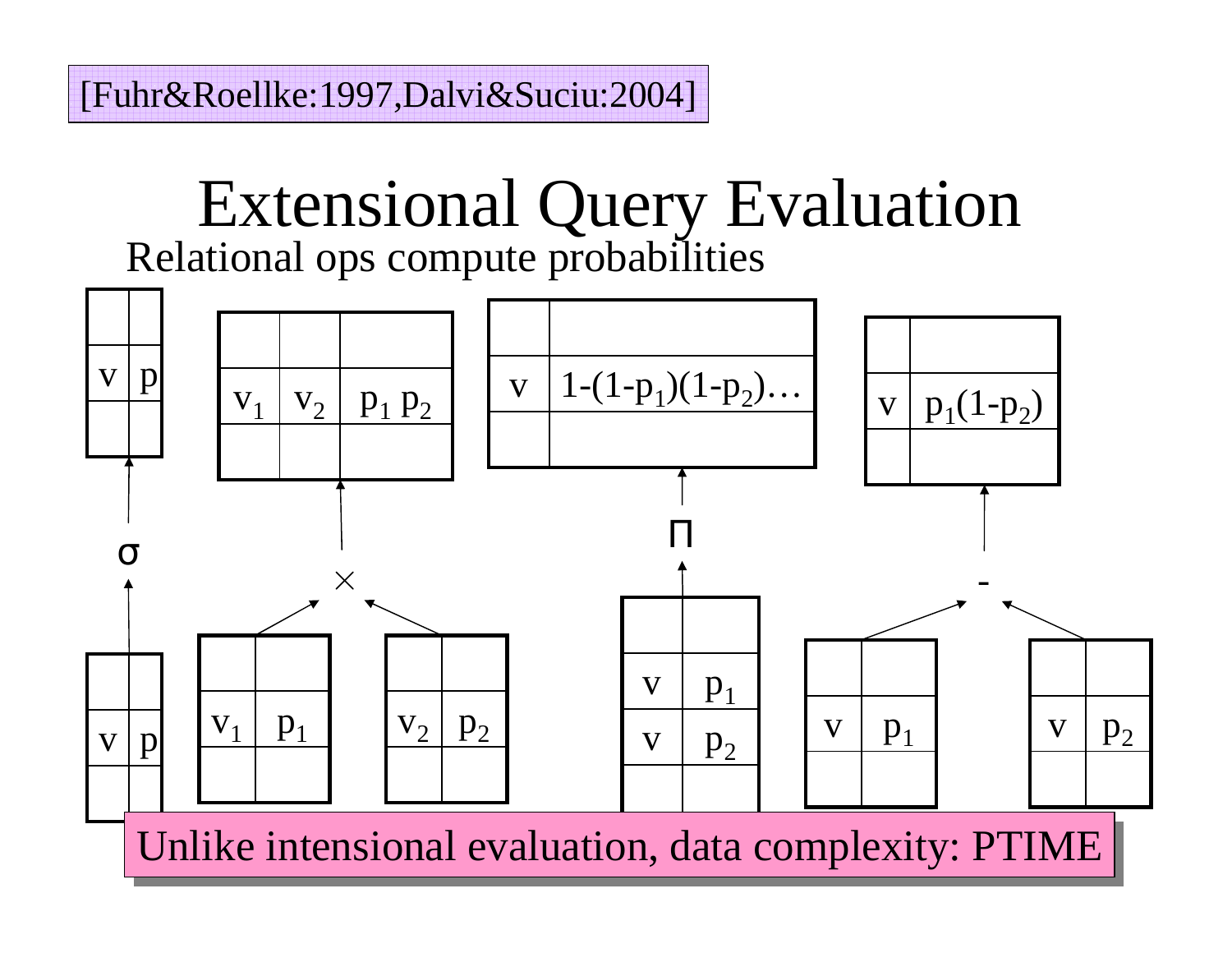[Fuhr&Roellke:1997,Dalvi&Suciu:2004]

# Extensional Query Evaluation

Relational ops compute probabilities

**σ (selection):**

Input:

| | |
|---|---|
| v | p |

Output:

| | |
|---|---|
| v | p |

**× (product):**

Inputs:

| | |
|---|---|
| $v_1$ | $p_1$ |

| | |
|---|---|
| $v_2$ | $p_2$ |

Output:

| | | |
|---|---|---|
| $v_1$ | $v_2$ | $p_1 p_2$ |

**Π (projection):**

Input:

| | |
|---|---|
| v | $p_1$ |
| v | $p_2$ |

Output:

| | |
|---|---|
| v | $1-(1-p_1)(1-p_2)\ldots$ |

**- (difference):**

Inputs:

| | |
|---|---|
| v | $p_1$ |

| | |
|---|---|
| v | $p_2$ |

Output:

| | |
|---|---|
| v | $p_1(1-p_2)$ |

Unlike intensional evaluation, data complexity: PTIME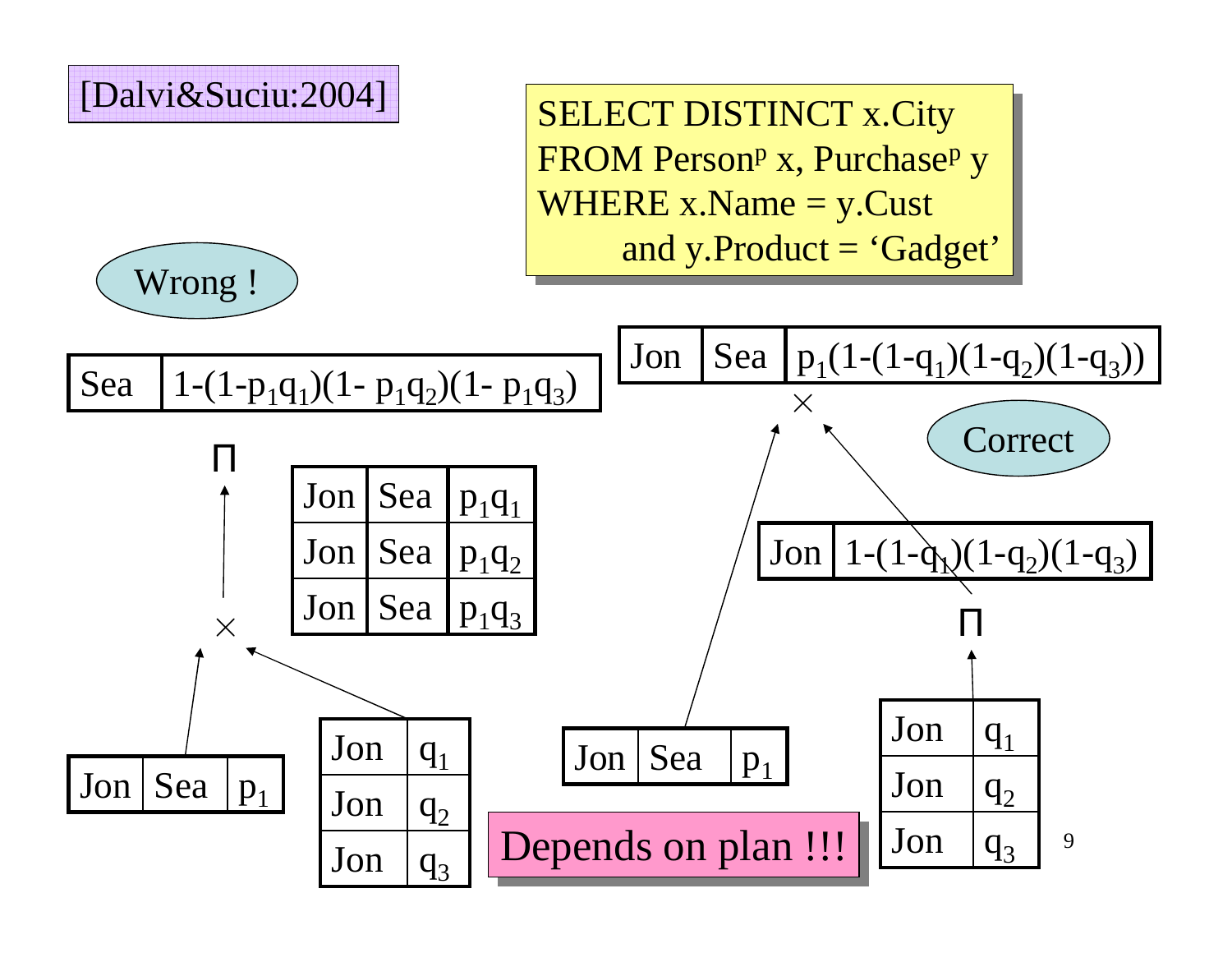[Dalvi&Suciu:2004]

```
SELECT DISTINCT x.City
FROM Person^p x, Purchase^p y
WHERE x.Name = y.Cust
      and y.Product = 'Gadget'
```

**Wrong !**

| Sea | $1-(1-p_1q_1)(1-p_1q_2)(1-p_1q_3)$ |
|---|---|

$\Pi$

| Jon | Sea | $p_1q_1$ |
|---|---|---|
| Jon | Sea | $p_1q_2$ |
| Jon | Sea | $p_1q_3$ |

$\times$

| Jon | Sea | $p_1$ |
|---|---|---|

| Jon | $q_1$ |
|---|---|
| Jon | $q_2$ |
| Jon | $q_3$ |

**Correct**

| Jon | Sea | $p_1(1-(1-q_1)(1-q_2)(1-q_3))$ |
|---|---|---|

$\times$

| Jon | Sea | $p_1$ |
|---|---|---|

| Jon | $1-(1-q_1)(1-q_2)(1-q_3)$ |
|---|---|

$\Pi$

| Jon | $q_1$ |
|---|---|
| Jon | $q_2$ |
| Jon | $q_3$ |

**Depends on plan !!!**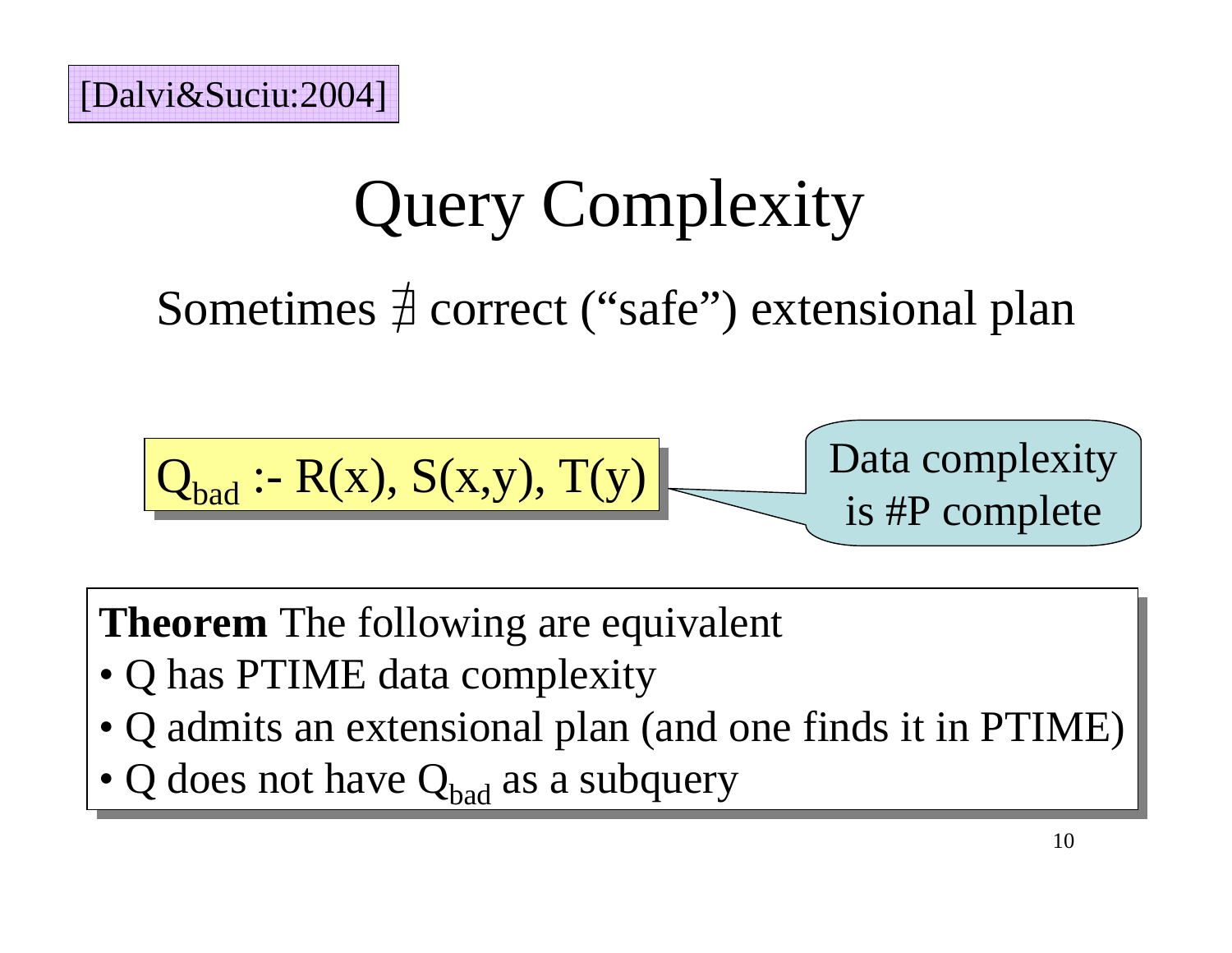[Dalvi&Suciu:2004]

# Query Complexity

Sometimes $\nexists$ correct ("safe") extensional plan

$Q_{bad}$ :- R(x), S(x,y), T(y)

Data complexity is #P complete

**Theorem** The following are equivalent

- Q has PTIME data complexity
- Q admits an extensional plan (and one finds it in PTIME)
- Q does not have $Q_{bad}$ as a subquery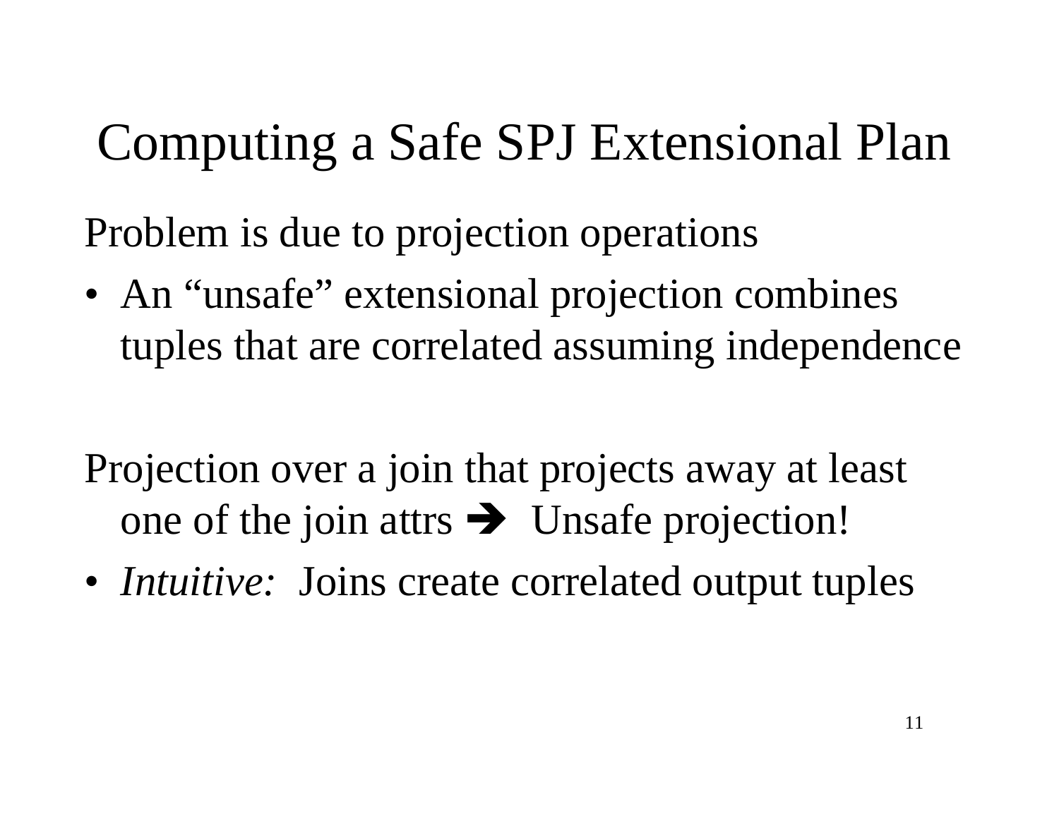# Computing a Safe SPJ Extensional Plan

Problem is due to projection operations

- An "unsafe" extensional projection combines tuples that are correlated assuming independence

Projection over a join that projects away at least one of the join attrs ➔ Unsafe projection!

- *Intuitive:* Joins create correlated output tuples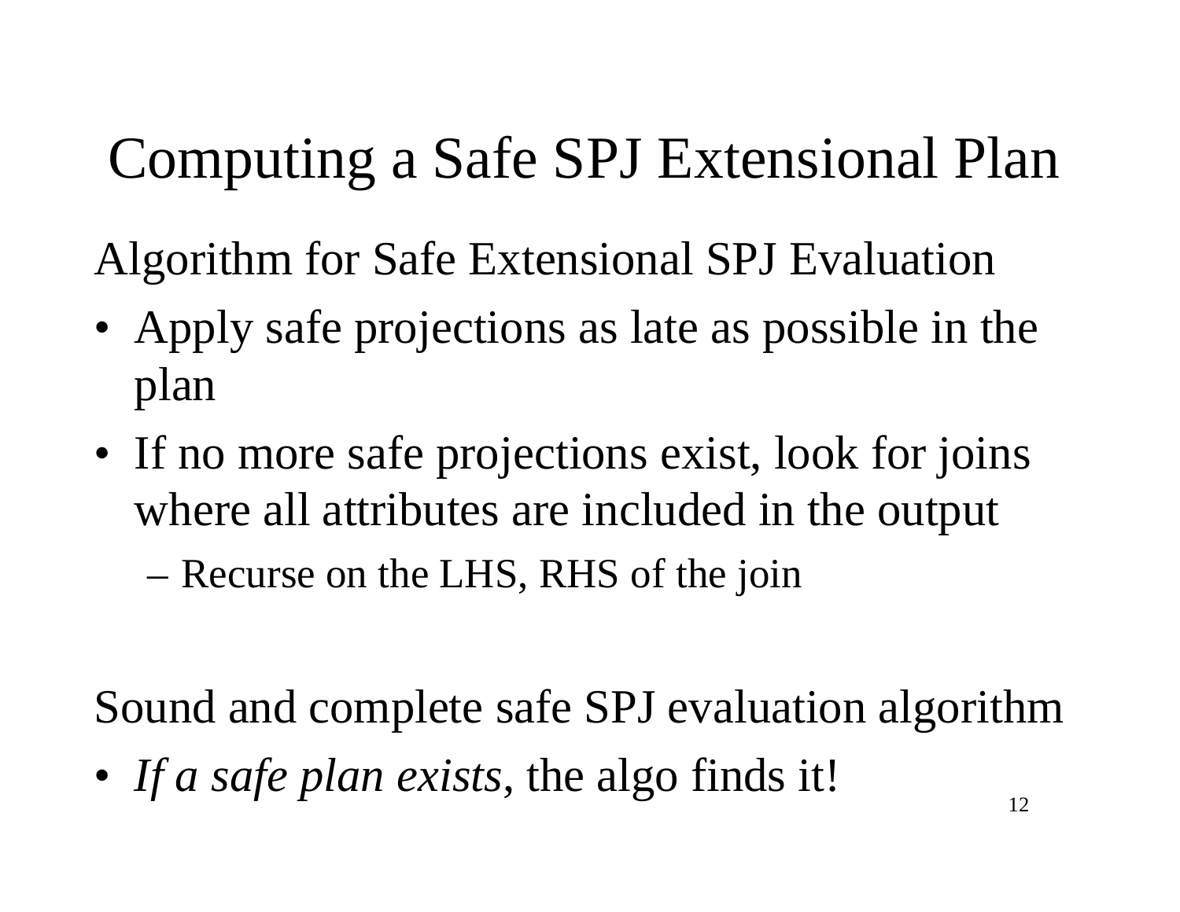# Computing a Safe SPJ Extensional Plan

Algorithm for Safe Extensional SPJ Evaluation

- Apply safe projections as late as possible in the plan
- If no more safe projections exist, look for joins where all attributes are included in the output
  - Recurse on the LHS, RHS of the join

Sound and complete safe SPJ evaluation algorithm

- *If a safe plan exists*, the algo finds it!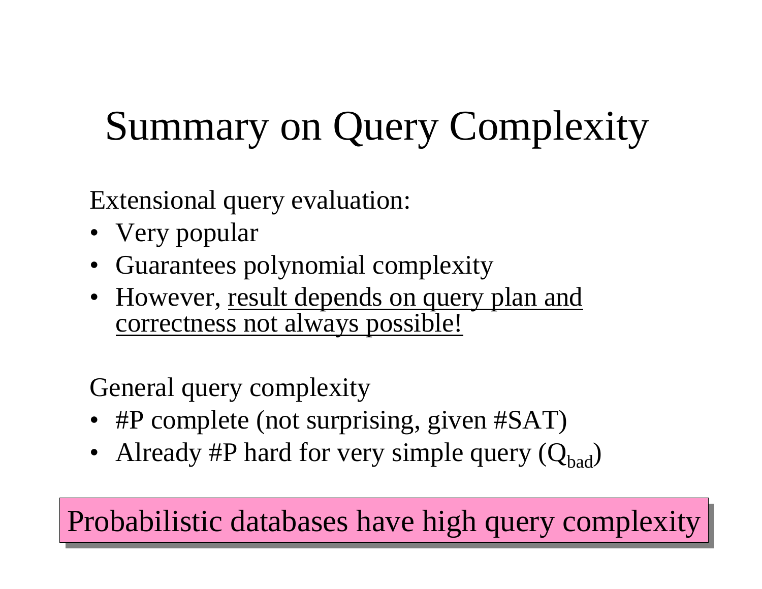# Summary on Query Complexity

Extensional query evaluation:

- Very popular
- Guarantees polynomial complexity
- However, <u>result depends on query plan and correctness not always possible!</u>

General query complexity

- #P complete (not surprising, given #SAT)
- Already #P hard for very simple query ($Q_{bad}$)

Probabilistic databases have high query complexity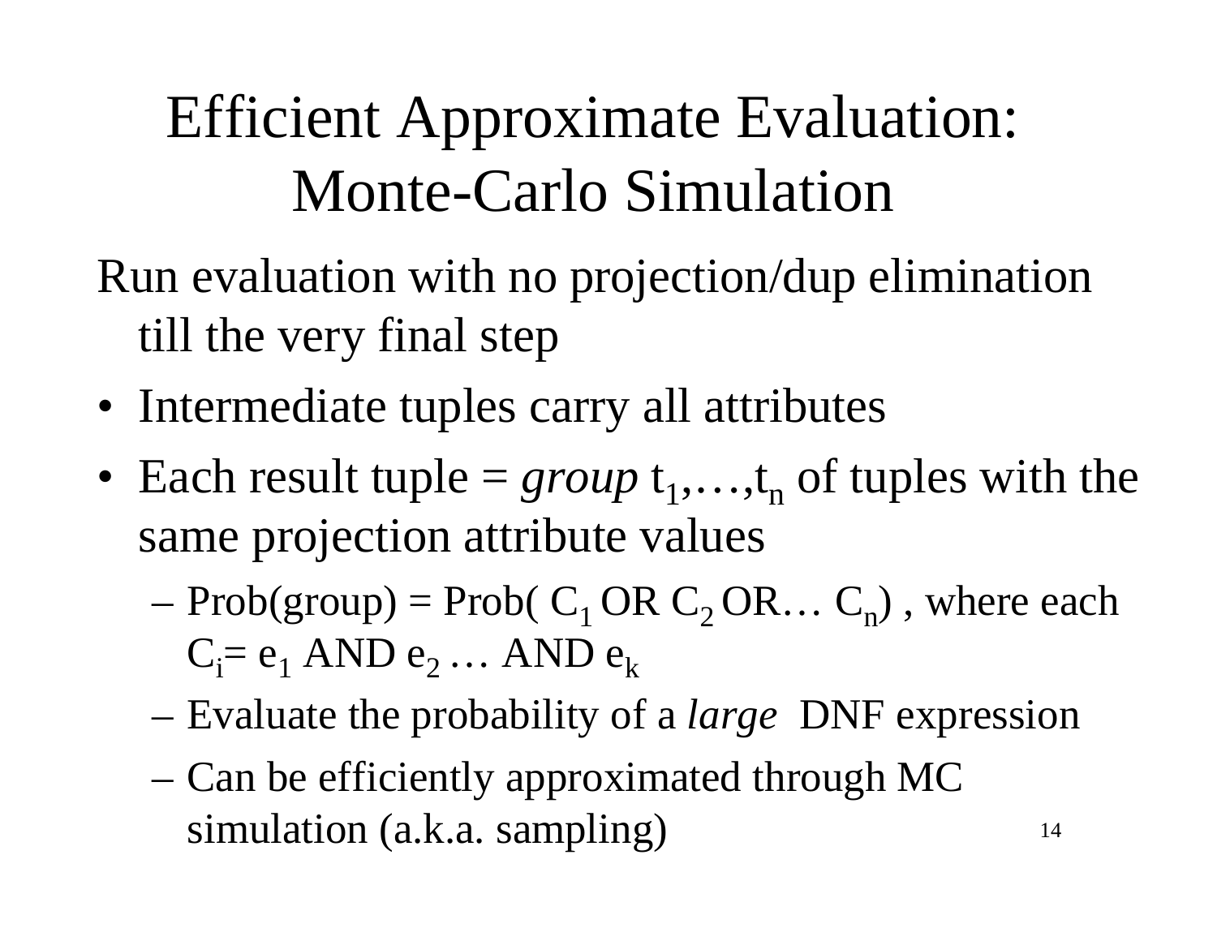# Efficient Approximate Evaluation: Monte-Carlo Simulation

Run evaluation with no projection/dup elimination till the very final step

- Intermediate tuples carry all attributes
- Each result tuple = *group* $t_1,\ldots,t_n$ of tuples with the same projection attribute values
  - Prob(group) = Prob( $C_1$ OR $C_2$ OR… $C_n$) , where each $C_i$= $e_1$ AND $e_2$ … AND $e_k$
  - Evaluate the probability of a *large* DNF expression
  - Can be efficiently approximated through MC simulation (a.k.a. sampling)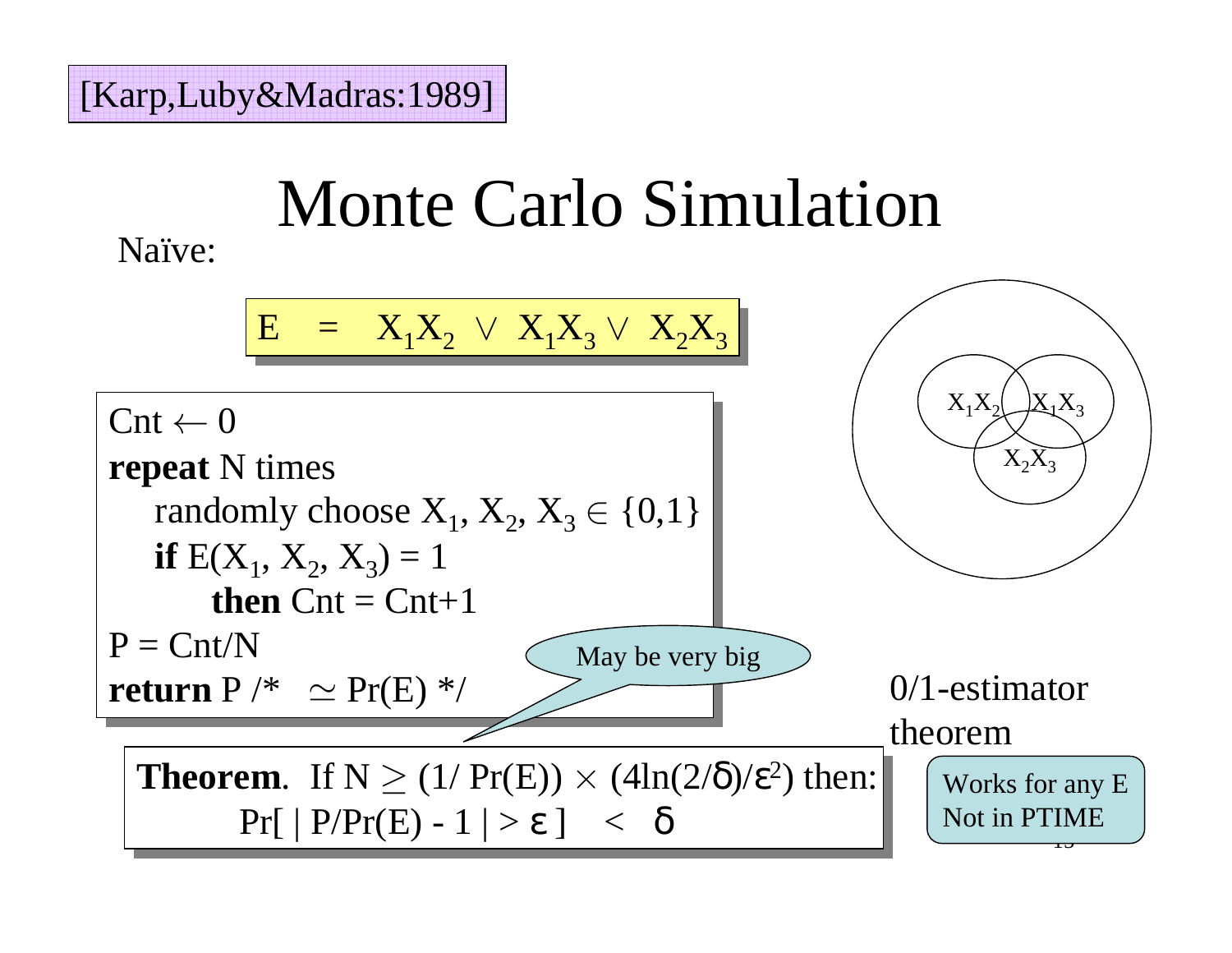[Karp,Luby&Madras:1989]

# Monte Carlo Simulation

Naïve:

$$E = X_1X_2 \lor X_1X_3 \lor X_2X_3$$

```
Cnt ← 0
repeat N times
    randomly choose X1, X2, X3 ∈ {0,1}
    if E(X1, X2, X3) = 1
        then Cnt = Cnt+1
P = Cnt/N
return P /*  ≃ Pr(E) */
```

May be very big

$X_1X_2$, $X_1X_3$, $X_2X_3$

0/1-estimator theorem

**Theorem**. If $N \geq (1/\Pr(E)) \times (4\ln(2/\delta)/\varepsilon^2)$ then:

$$\Pr[\,|\,P/\Pr(E) - 1\,| > \varepsilon\,] < \delta$$

Works for any E
Not in PTIME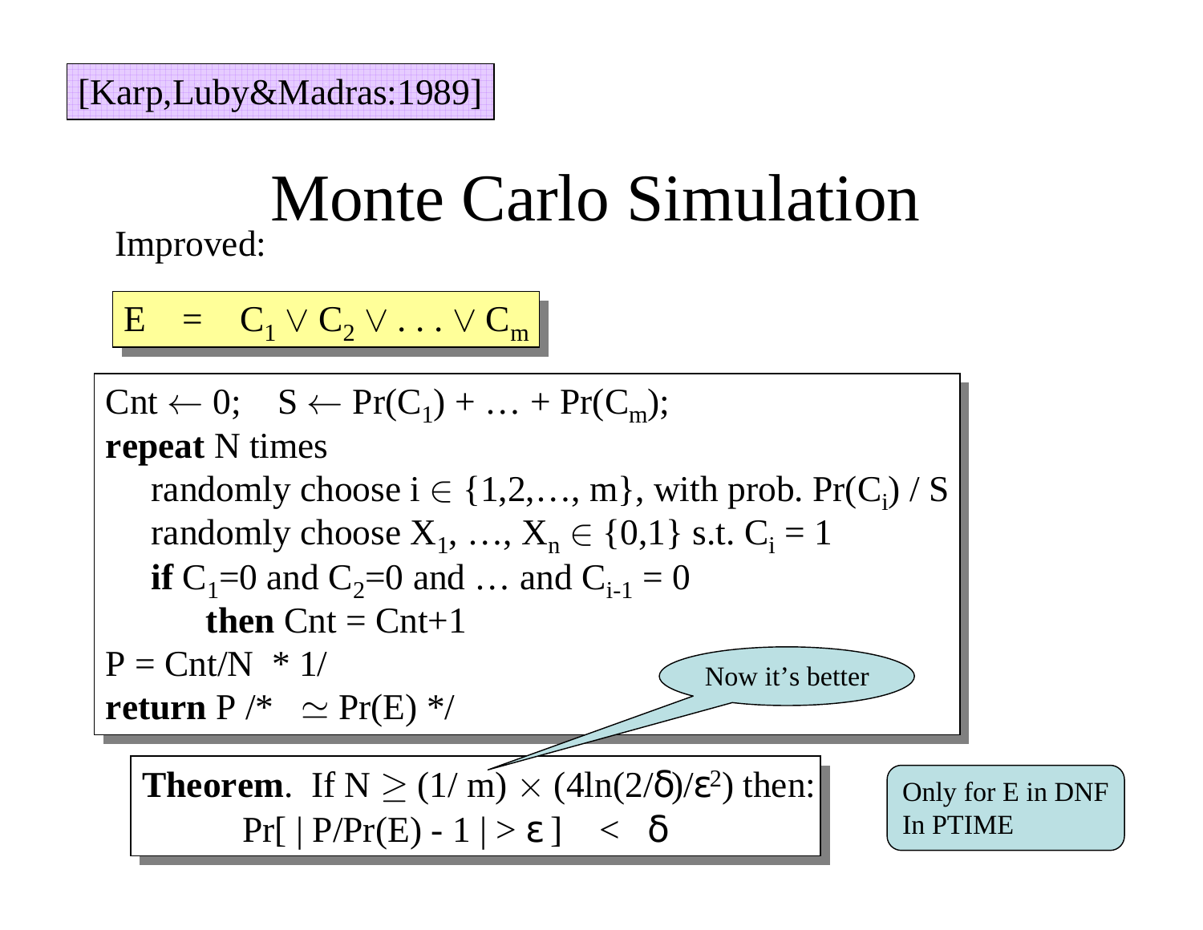[Karp,Luby&Madras:1989]

# Monte Carlo Simulation

Improved:

$E \;=\; C_1 \vee C_2 \vee \ldots \vee C_m$

```
Cnt ← 0;   S ← Pr(C_1) + … + Pr(C_m);
repeat N times
    randomly choose i ∈ {1,2,…, m}, with prob. Pr(C_i) / S
    randomly choose X_1, …, X_n ∈ {0,1} s.t. C_i = 1
    if C_1=0 and C_2=0 and … and C_{i-1} = 0
        then Cnt = Cnt+1
P = Cnt/N  * 1/
return P /*  ≃ Pr(E) */
```

Now it's better

**Theorem**. If $N \geq (1/\,m) \times (4\ln(2/\delta)/\varepsilon^2)$ then:

$$\Pr[\;|\,P/\Pr(E) - 1\,| > \varepsilon\;] \;<\; \delta$$

Only for E in DNF
In PTIME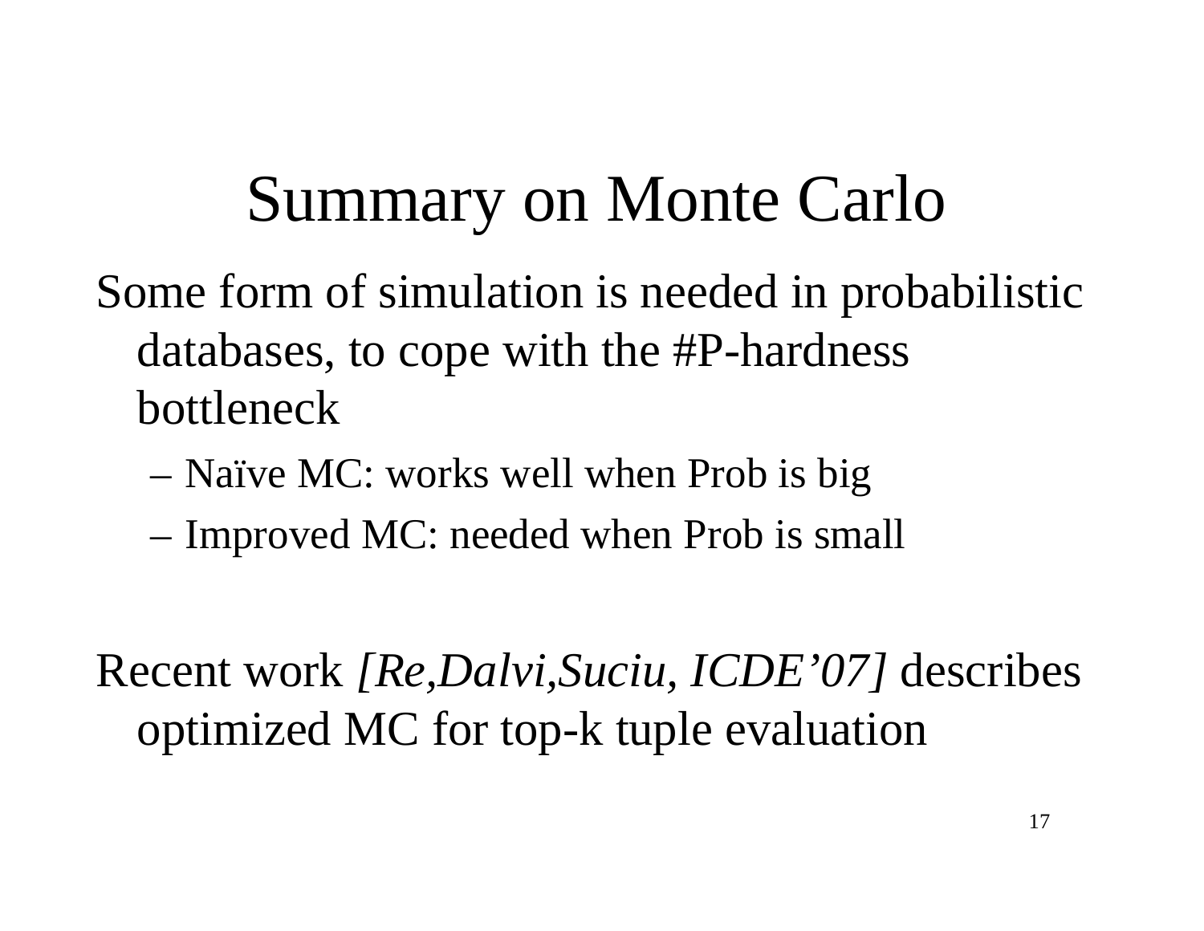# Summary on Monte Carlo

Some form of simulation is needed in probabilistic databases, to cope with the #P-hardness bottleneck

- Naïve MC: works well when Prob is big
- Improved MC: needed when Prob is small

Recent work *[Re,Dalvi,Suciu, ICDE'07]* describes optimized MC for top-k tuple evaluation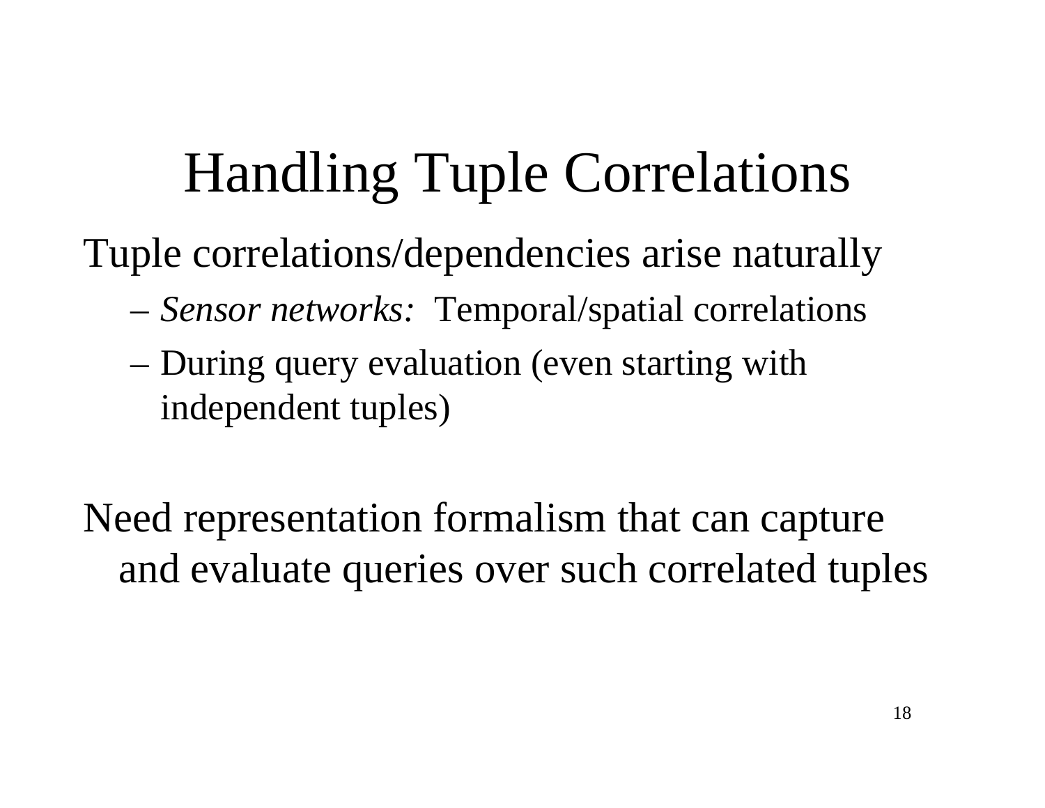# Handling Tuple Correlations

Tuple correlations/dependencies arise naturally

- *Sensor networks:* Temporal/spatial correlations
- During query evaluation (even starting with independent tuples)

Need representation formalism that can capture and evaluate queries over such correlated tuples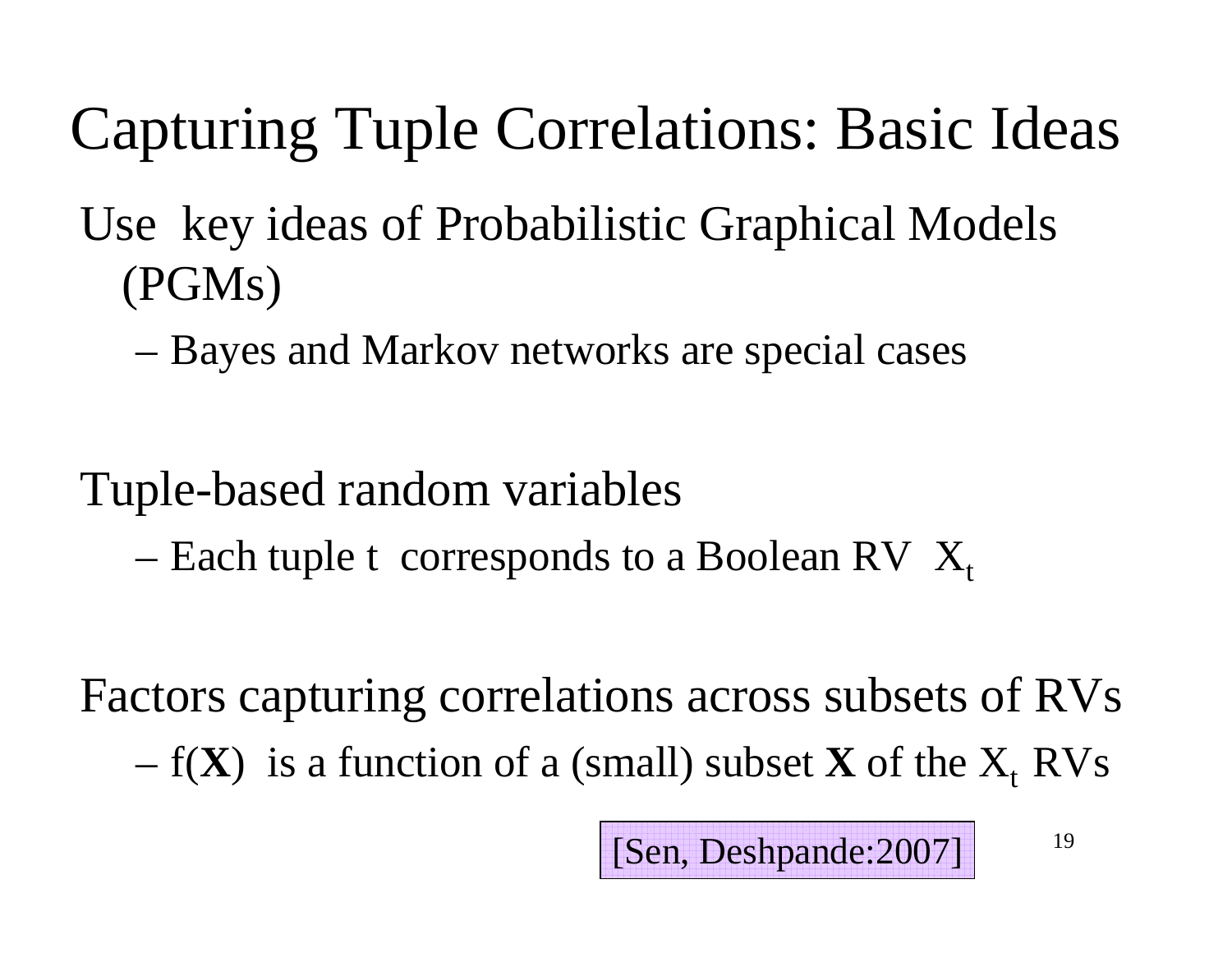# Capturing Tuple Correlations: Basic Ideas

Use key ideas of Probabilistic Graphical Models (PGMs)

- Bayes and Markov networks are special cases

Tuple-based random variables

- Each tuple t corresponds to a Boolean RV $X_t$

Factors capturing correlations across subsets of RVs

- f(**X**) is a function of a (small) subset **X** of the $X_t$ RVs

[Sen, Deshpande:2007]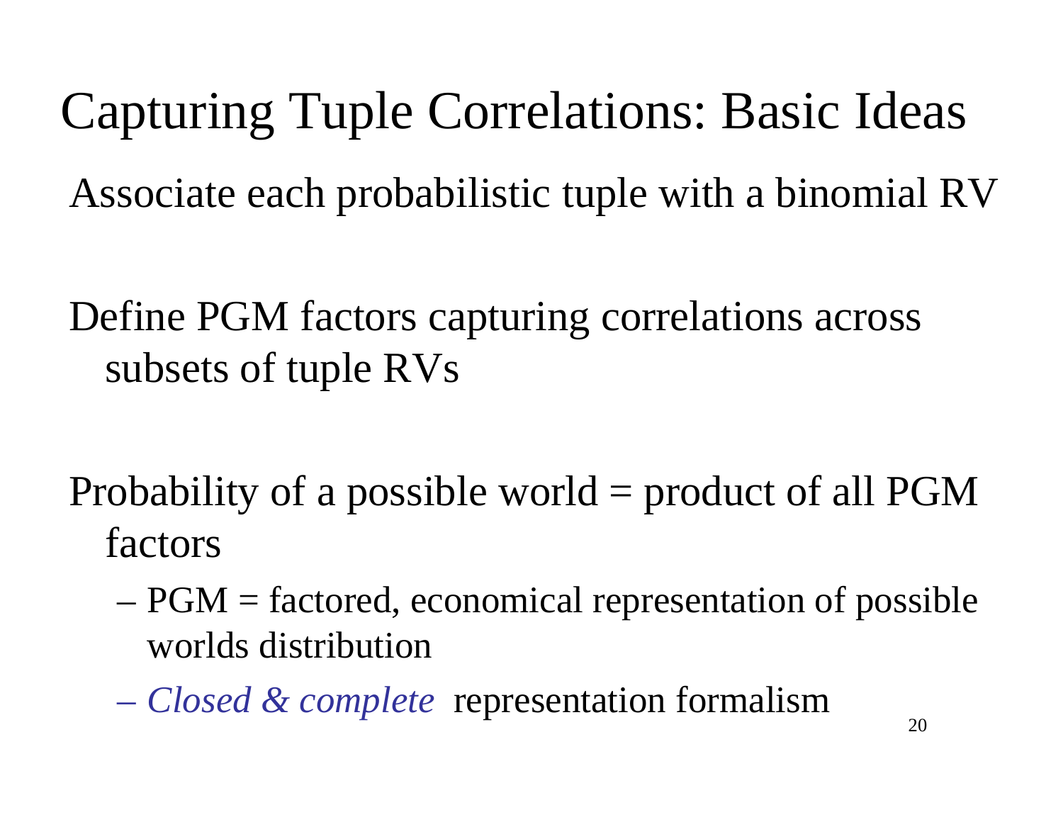# Capturing Tuple Correlations: Basic Ideas

Associate each probabilistic tuple with a binomial RV

Define PGM factors capturing correlations across subsets of tuple RVs

Probability of a possible world = product of all PGM factors

- PGM = factored, economical representation of possible worlds distribution
- *Closed & complete* representation formalism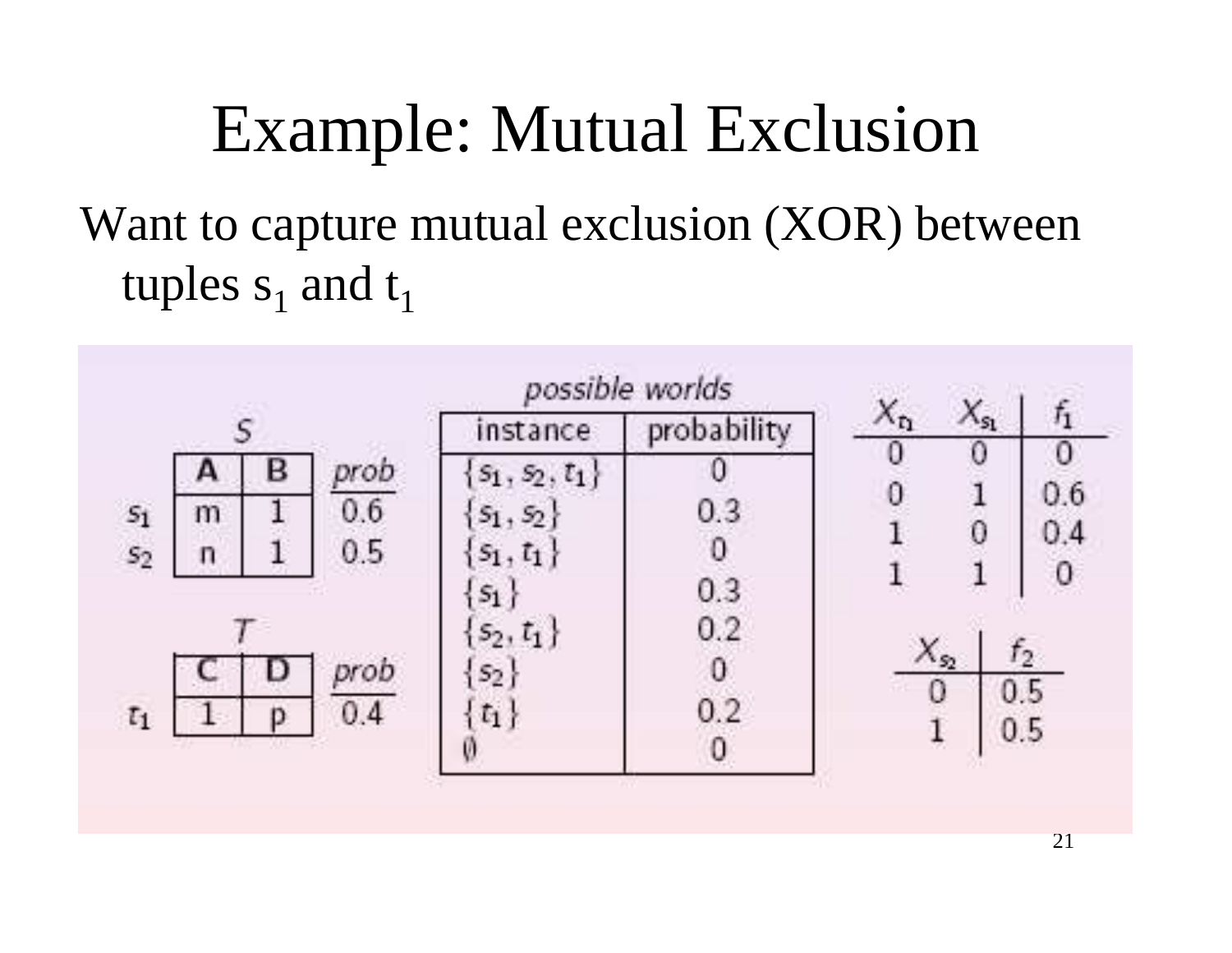# Example: Mutual Exclusion

Want to capture mutual exclusion (XOR) between tuples $s_1$ and $t_1$

*S*

| | A | B | *prob* |
|---|---|---|---|
| $s_1$ | m | 1 | 0.6 |
| $s_2$ | n | 1 | 0.5 |

*T*

| | C | D | *prob* |
|---|---|---|---|
| $t_1$ | 1 | p | 0.4 |

*possible worlds*

| instance | probability |
|---|---|
| $\{s_1, s_2, t_1\}$ | 0 |
| $\{s_1, s_2\}$ | 0.3 |
| $\{s_1, t_1\}$ | 0 |
| $\{s_1\}$ | 0.3 |
| $\{s_2, t_1\}$ | 0.2 |
| $\{s_2\}$ | 0 |
| $\{t_1\}$ | 0.2 |
| $\emptyset$ | 0 |

| $X_{t_1}$ | $X_{s_1}$ | $f_1$ |
|---|---|---|
| 0 | 0 | 0 |
| 0 | 1 | 0.6 |
| 1 | 0 | 0.4 |
| 1 | 1 | 0 |

| $X_{s_2}$ | $f_2$ |
|---|---|
| 0 | 0.5 |
| 1 | 0.5 |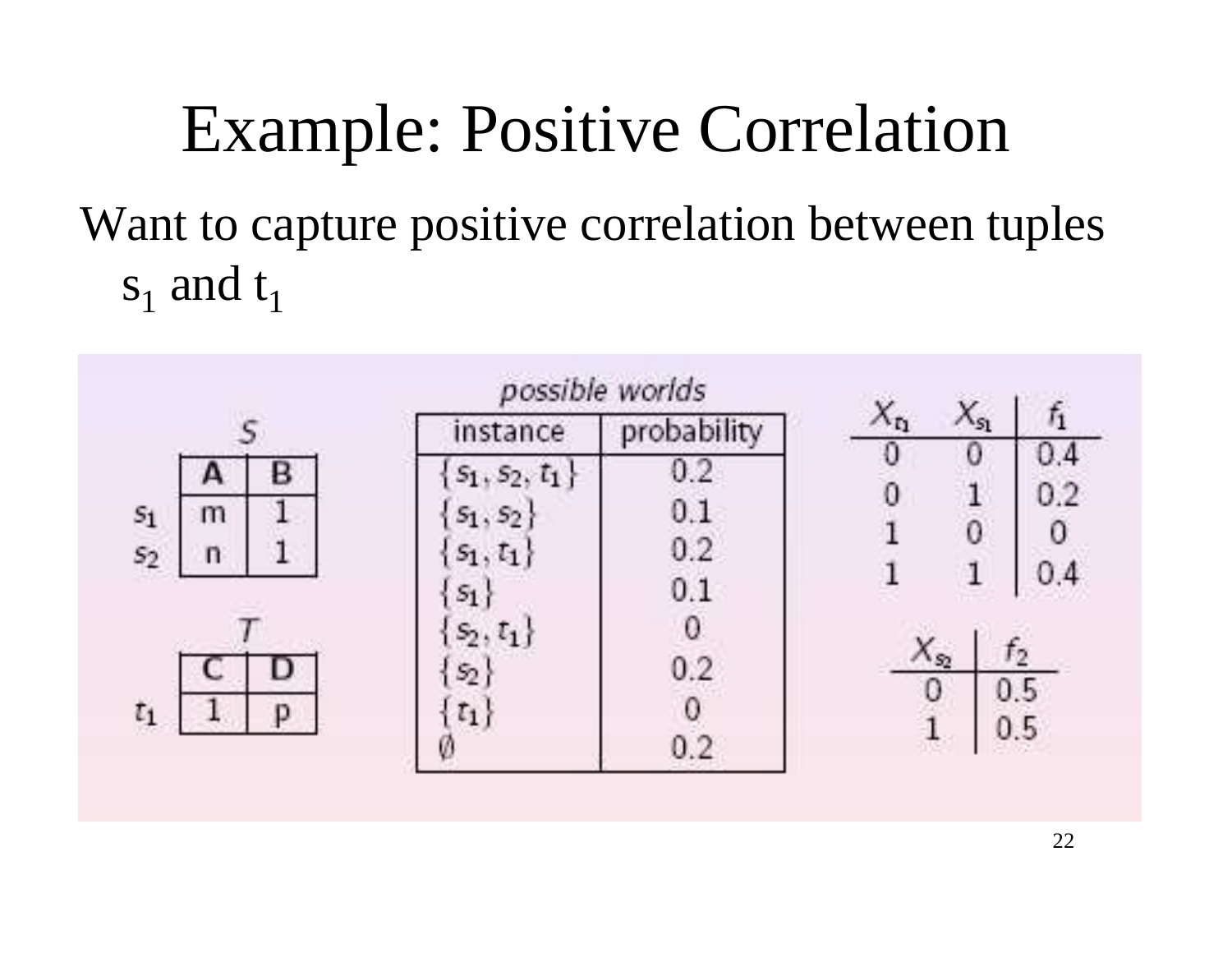# Example: Positive Correlation

Want to capture positive correlation between tuples $s_1$ and $t_1$

**S**

| | A | B |
|---|---|---|
| $s_1$ | m | 1 |
| $s_2$ | n | 1 |

**T**

| | C | D |
|---|---|---|
| $t_1$ | 1 | p |

*possible worlds*

| instance | probability |
|---|---|
| $\{s_1, s_2, t_1\}$ | 0.2 |
| $\{s_1, s_2\}$ | 0.1 |
| $\{s_1, t_1\}$ | 0.2 |
| $\{s_1\}$ | 0.1 |
| $\{s_2, t_1\}$ | 0 |
| $\{s_2\}$ | 0.2 |
| $\{t_1\}$ | 0 |
| $\emptyset$ | 0.2 |

| $X_{t_1}$ | $X_{s_1}$ | $f_1$ |
|---|---|---|
| 0 | 0 | 0.4 |
| 0 | 1 | 0.2 |
| 1 | 0 | 0 |
| 1 | 1 | 0.4 |

| $X_{s_2}$ | $f_2$ |
|---|---|
| 0 | 0.5 |
| 1 | 0.5 |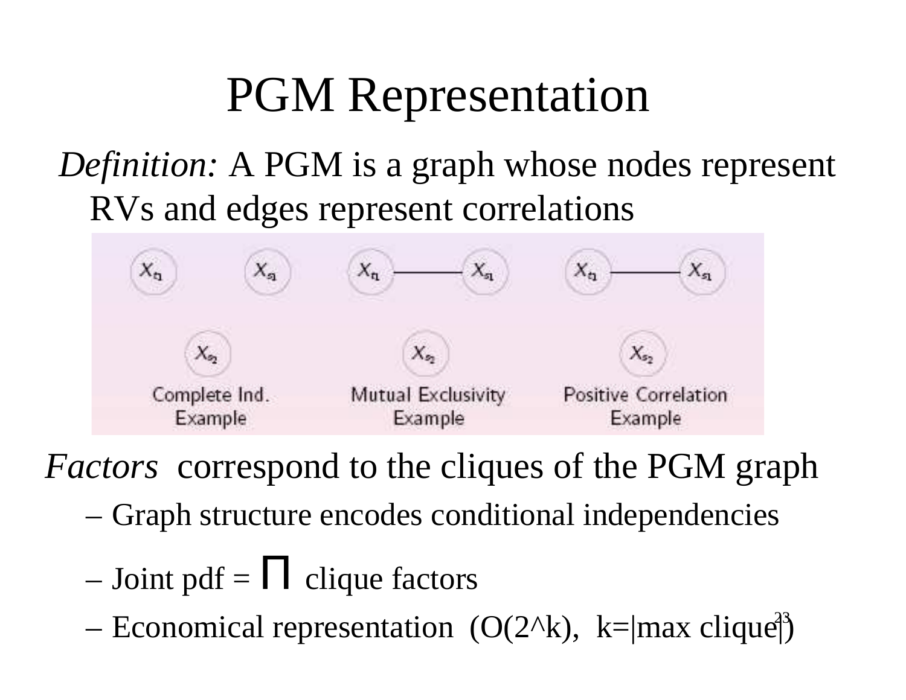# PGM Representation

*Definition:* A PGM is a graph whose nodes represent RVs and edges represent correlations

Complete Ind. Example — Mutual Exclusivity Example — Positive Correlation Example

*Factors* correspond to the cliques of the PGM graph

- Graph structure encodes conditional independencies
- Joint pdf = $\Pi$ clique factors
- Economical representation (O(2^k), k=|max clique|)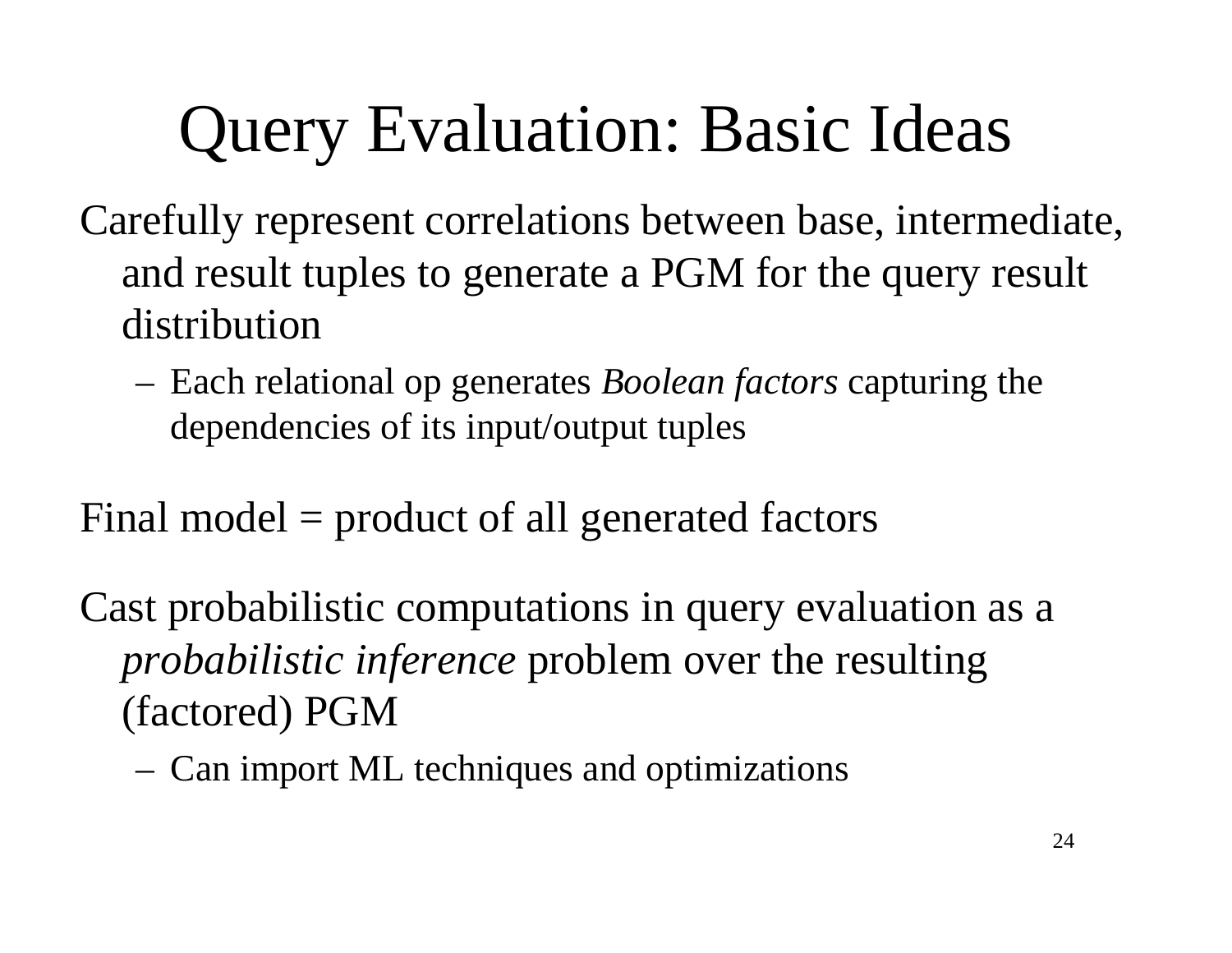# Query Evaluation: Basic Ideas

Carefully represent correlations between base, intermediate, and result tuples to generate a PGM for the query result distribution

- Each relational op generates *Boolean factors* capturing the dependencies of its input/output tuples

Final model = product of all generated factors

Cast probabilistic computations in query evaluation as a *probabilistic inference* problem over the resulting (factored) PGM

- Can import ML techniques and optimizations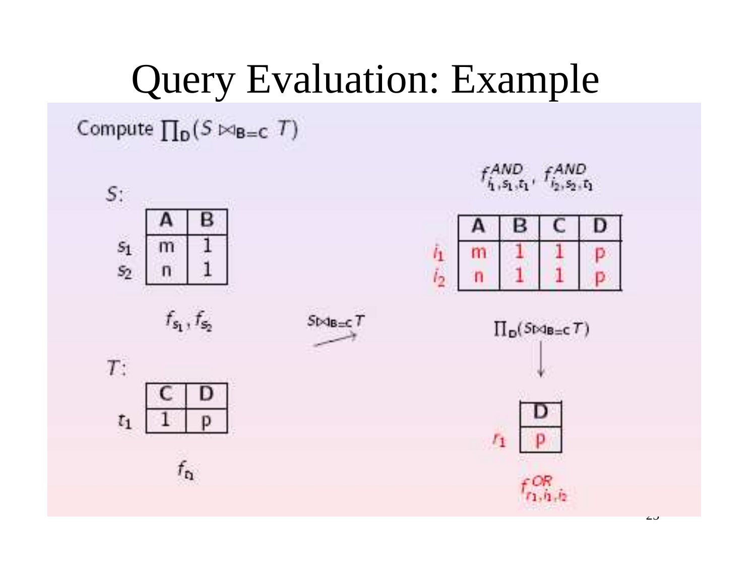# Query Evaluation: Example

Compute $\prod_{D}(S \bowtie_{B=C} T)$

$S$:

| | A | B |
|---|---|---|
| $s_1$ | m | 1 |
| $s_2$ | n | 1 |

$f_{s_1}, f_{s_2}$

$T$:

| | C | D |
|---|---|---|
| $t_1$ | 1 | p |

$f_{t_1}$

$S \bowtie_{B=C} T$ →

$f^{AND}_{i_1,s_1,t_1}, f^{AND}_{i_2,s_2,t_1}$

| | A | B | C | D |
|---|---|---|---|---|
| $i_1$ | m | 1 | 1 | p |
| $i_2$ | n | 1 | 1 | p |

$\prod_{D}(S \bowtie_{B=C} T)$ ↓

| | D |
|---|---|
| $r_1$ | p |

$f^{OR}_{r_1,i_1,i_2}$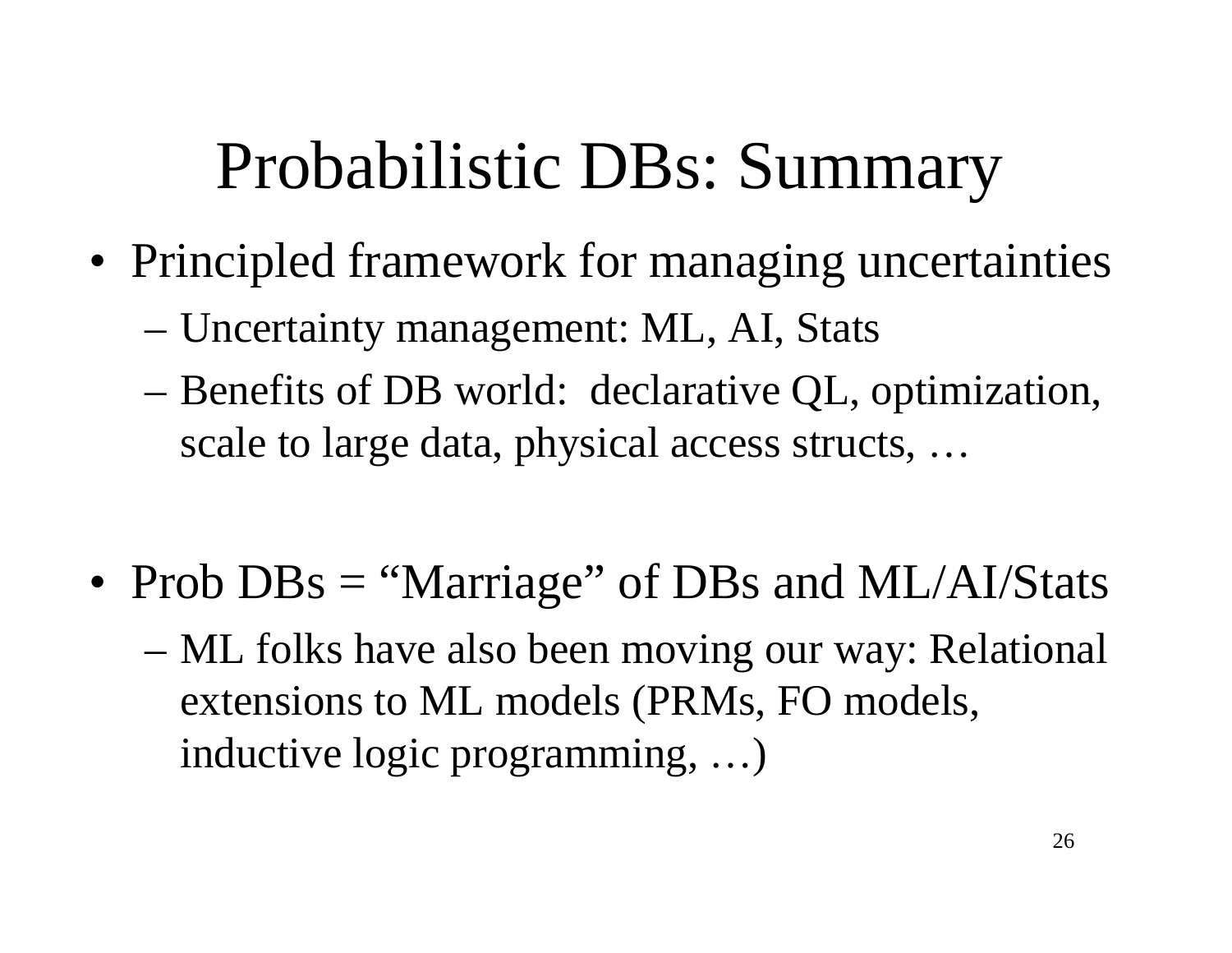# Probabilistic DBs: Summary

- Principled framework for managing uncertainties
  - Uncertainty management: ML, AI, Stats
  - Benefits of DB world: declarative QL, optimization, scale to large data, physical access structs, …

- Prob DBs = "Marriage" of DBs and ML/AI/Stats
  - ML folks have also been moving our way: Relational extensions to ML models (PRMs, FO models, inductive logic programming, …)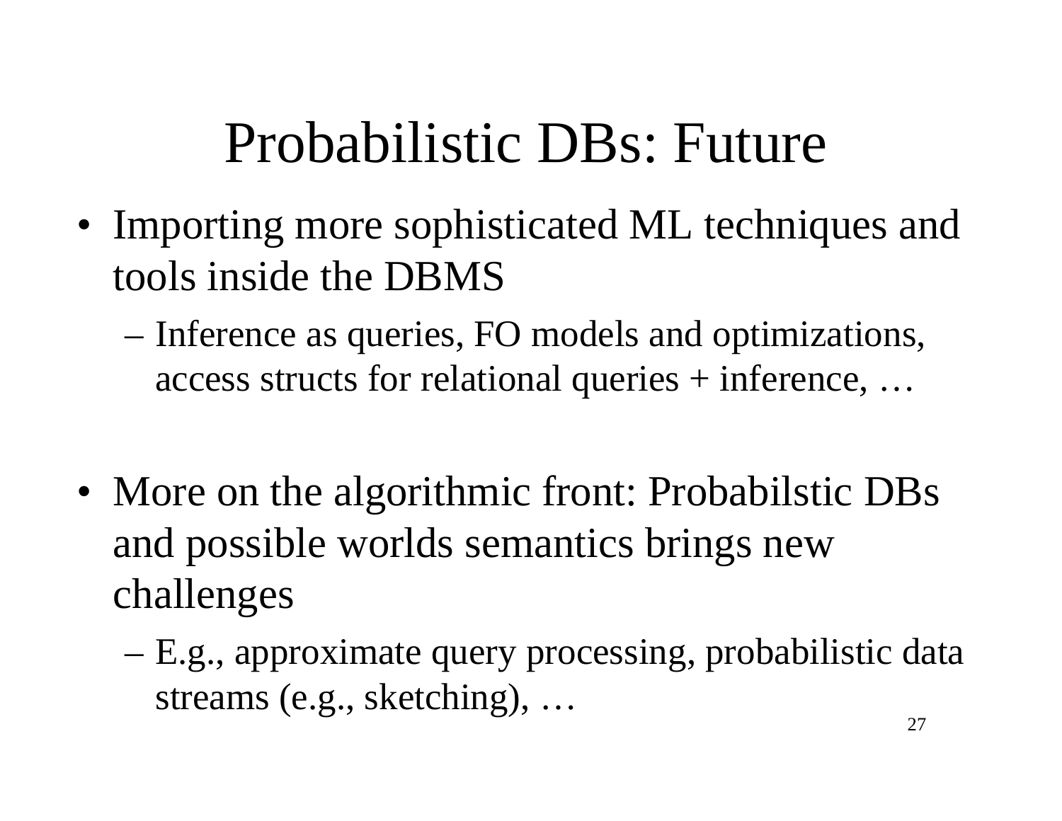# Probabilistic DBs: Future

- Importing more sophisticated ML techniques and tools inside the DBMS
  - Inference as queries, FO models and optimizations, access structs for relational queries + inference, …

- More on the algorithmic front: Probabilstic DBs and possible worlds semantics brings new challenges
  - E.g., approximate query processing, probabilistic data streams (e.g., sketching), …